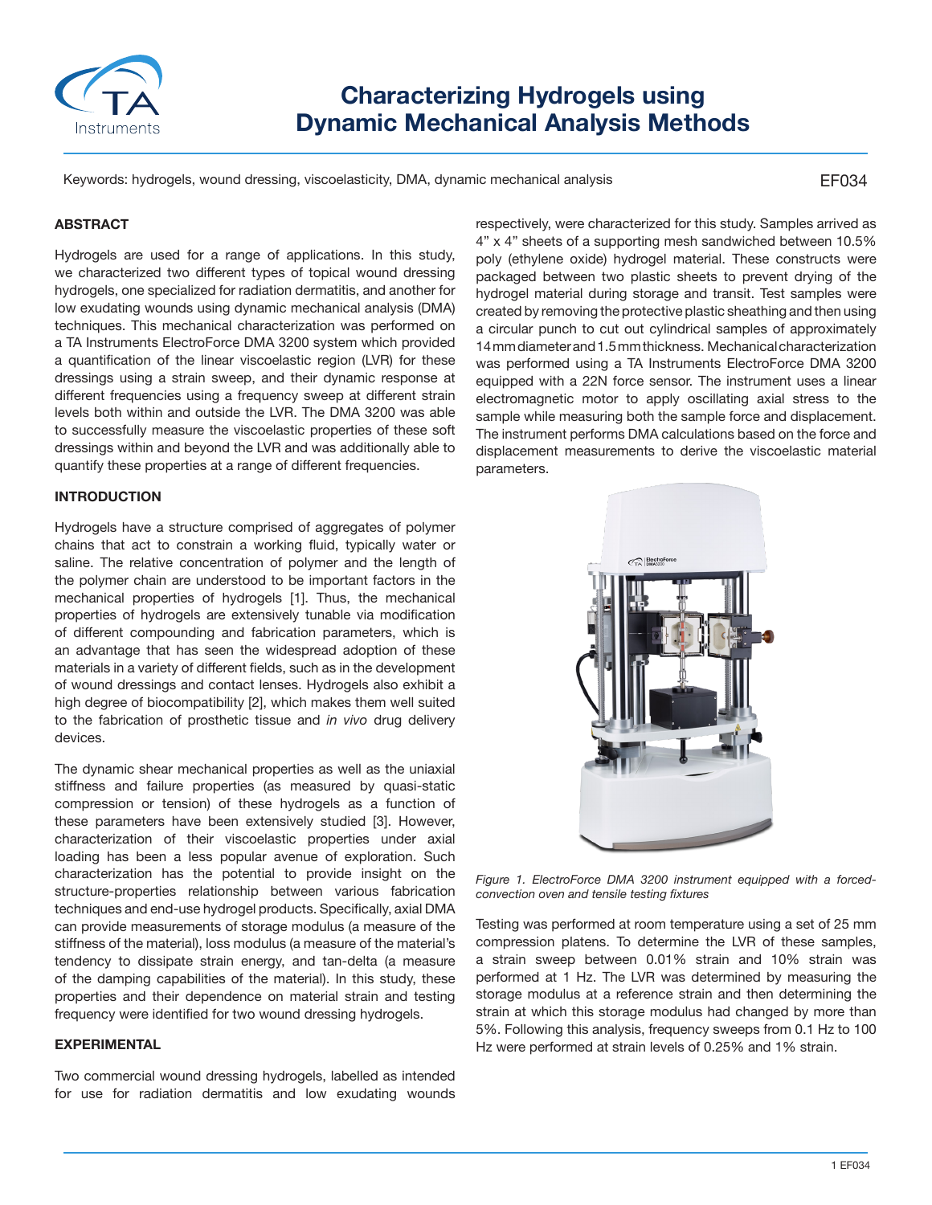# Characterizing Hydrogels using Dynamic Mechanical Analysis Methods

Keywords: hydrogels, wound dressing, viscoelasticity, DMA, dynamic mechanical analysis

EF034

## ABSTRACT

Hydrogels are used for a range of applications. In this study, we characterized two different types of topical wound dressing hydrogels, one specialized for radiation dermatitis, and another for low exudating wounds using dynamic mechanical analysis (DMA) techniques. This mechanical characterization was performed on a TA Instruments ElectroForce DMA 3200 system which provided a quantification of the linear viscoelastic region (LVR) for these dressings using a strain sweep, and their dynamic response at different frequencies using a frequency sweep at different strain levels both within and outside the LVR. The DMA 3200 was able to successfully measure the viscoelastic properties of these soft dressings within and beyond the LVR and was additionally able to quantify these properties at a range of different frequencies.

## INTRODUCTION

Hydrogels have a structure comprised of aggregates of polymer chains that act to constrain a working fluid, typically water or saline. The relative concentration of polymer and the length of the polymer chain are understood to be important factors in the mechanical properties of hydrogels [1]. Thus, the mechanical properties of hydrogels are extensively tunable via modification of different compounding and fabrication parameters, which is an advantage that has seen the widespread adoption of these materials in a variety of different fields, such as in the development of wound dressings and contact lenses. Hydrogels also exhibit a high degree of biocompatibility [2], which makes them well suited to the fabrication of prosthetic tissue and *in vivo* drug delivery devices.

The dynamic shear mechanical properties as well as the uniaxial stiffness and failure properties (as measured by quasi-static compression or tension) of these hydrogels as a function of these parameters have been extensively studied [3]. However, characterization of their viscoelastic properties under axial loading has been a less popular avenue of exploration. Such characterization has the potential to provide insight on the structure-properties relationship between various fabrication techniques and end-use hydrogel products. Specifically, axial DMA can provide measurements of storage modulus (a measure of the stiffness of the material), loss modulus (a measure of the material's tendency to dissipate strain energy, and tan-delta (a measure of the damping capabilities of the material). In this study, these properties and their dependence on material strain and testing frequency were identified for two wound dressing hydrogels.

## EXPERIMENTAL

Two commercial wound dressing hydrogels, labelled as intended for use for radiation dermatitis and low exudating wounds respectively, were characterized for this study. Samples arrived as 4" x 4" sheets of a supporting mesh sandwiched between 10.5% poly (ethylene oxide) hydrogel material. These constructs were packaged between two plastic sheets to prevent drying of the hydrogel material during storage and transit. Test samples were created by removing the protective plastic sheathing and then using a circular punch to cut out cylindrical samples of approximately 14 mm diameter and 1.5 mm thickness. Mechanical characterization was performed using a TA Instruments ElectroForce DMA 3200 equipped with a 22N force sensor. The instrument uses a linear electromagnetic motor to apply oscillating axial stress to the sample while measuring both the sample force and displacement. The instrument performs DMA calculations based on the force and displacement measurements to derive the viscoelastic material parameters.

*Figure 1. ElectroForce DMA 3200 instrument equipped with a forced-convection oven and tensile testing fixtures*

Testing was performed at room temperature using a set of 25 mm compression platens. To determine the LVR of these samples, a strain sweep between 0.01% strain and 10% strain was performed at 1 Hz. The LVR was determined by measuring the storage modulus at a reference strain and then determining the strain at which this storage modulus had changed by more than 5%. Following this analysis, frequency sweeps from 0.1 Hz to 100 Hz were performed at strain levels of 0.25% and 1% strain.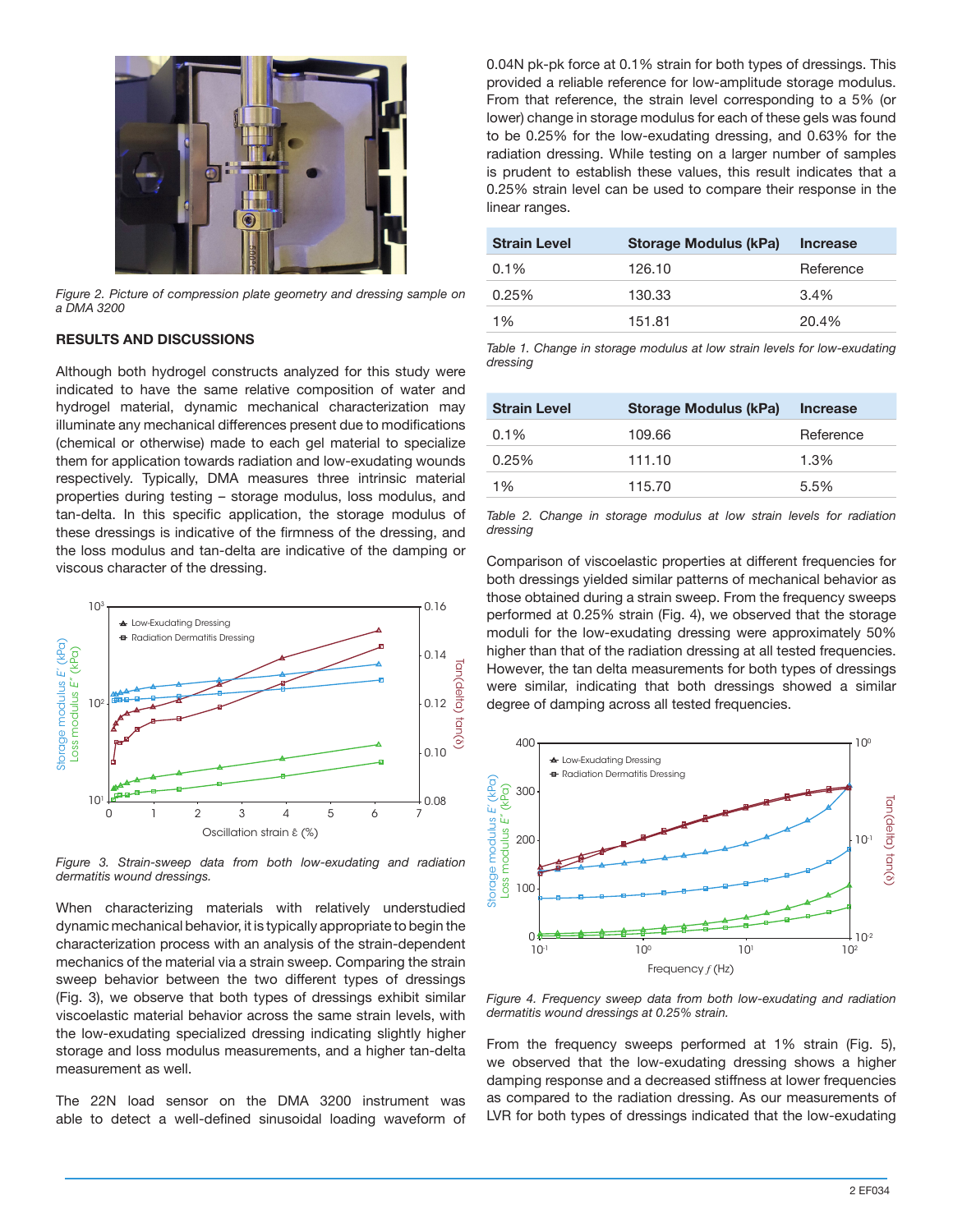*Figure 2. Picture of compression plate geometry and dressing sample on a DMA 3200*

### RESULTS AND DISCUSSIONS

Although both hydrogel constructs analyzed for this study were indicated to have the same relative composition of water and hydrogel material, dynamic mechanical characterization may illuminate any mechanical differences present due to modifications (chemical or otherwise) made to each gel material to specialize them for application towards radiation and low-exudating wounds respectively. Typically, DMA measures three intrinsic material properties during testing – storage modulus, loss modulus, and tan-delta. In this specific application, the storage modulus of these dressings is indicative of the firmness of the dressing, and the loss modulus and tan-delta are indicative of the damping or viscous character of the dressing.

*Figure 3. Strain-sweep data from both low-exudating and radiation dermatitis wound dressings.*

When characterizing materials with relatively understudied dynamic mechanical behavior, it is typically appropriate to begin the characterization process with an analysis of the strain-dependent mechanics of the material via a strain sweep. Comparing the strain sweep behavior between the two different types of dressings (Fig. 3), we observe that both types of dressings exhibit similar viscoelastic material behavior across the same strain levels, with the low-exudating specialized dressing indicating slightly higher storage and loss modulus measurements, and a higher tan-delta measurement as well.

The 22N load sensor on the DMA 3200 instrument was able to detect a well-defined sinusoidal loading waveform of 0.04N pk-pk force at 0.1% strain for both types of dressings. This provided a reliable reference for low-amplitude storage modulus. From that reference, the strain level corresponding to a 5% (or lower) change in storage modulus for each of these gels was found to be 0.25% for the low-exudating dressing, and 0.63% for the radiation dressing. While testing on a larger number of samples is prudent to establish these values, this result indicates that a 0.25% strain level can be used to compare their response in the linear ranges.

| Strain Level | Storage Modulus (kPa) | Increase |
|---|---|---|
| 0.1% | 126.10 | Reference |
| 0.25% | 130.33 | 3.4% |
| 1% | 151.81 | 20.4% |

*Table 1. Change in storage modulus at low strain levels for low-exudating dressing*

| Strain Level | Storage Modulus (kPa) | Increase |
|---|---|---|
| 0.1% | 109.66 | Reference |
| 0.25% | 111.10 | 1.3% |
| 1% | 115.70 | 5.5% |

*Table 2. Change in storage modulus at low strain levels for radiation dressing*

Comparison of viscoelastic properties at different frequencies for both dressings yielded similar patterns of mechanical behavior as those obtained during a strain sweep. From the frequency sweeps performed at 0.25% strain (Fig. 4), we observed that the storage moduli for the low-exudating dressing were approximately 50% higher than that of the radiation dressing at all tested frequencies. However, the tan delta measurements for both types of dressings were similar, indicating that both dressings showed a similar degree of damping across all tested frequencies.

*Figure 4. Frequency sweep data from both low-exudating and radiation dermatitis wound dressings at 0.25% strain.*

From the frequency sweeps performed at 1% strain (Fig. 5), we observed that the low-exudating dressing shows a higher damping response and a decreased stiffness at lower frequencies as compared to the radiation dressing. As our measurements of LVR for both types of dressings indicated that the low-exudating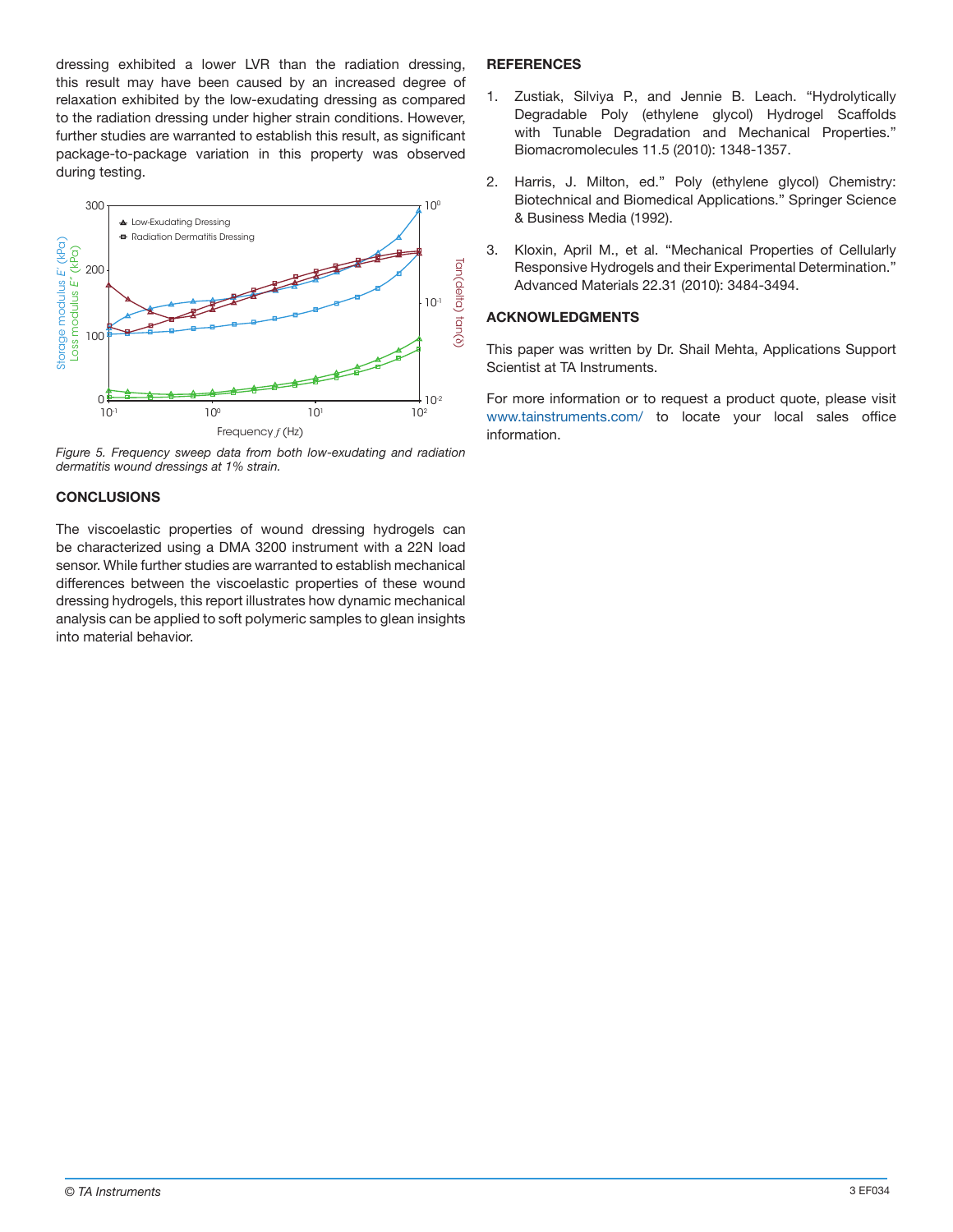dressing exhibited a lower LVR than the radiation dressing, this result may have been caused by an increased degree of relaxation exhibited by the low-exudating dressing as compared to the radiation dressing under higher strain conditions. However, further studies are warranted to establish this result, as significant package-to-package variation in this property was observed during testing.

300
200
100
0
Storage modulus $E'$ (kPa)
Loss modulus $E''$ (kPa)
Low-Exudating Dressing
Radiation Dermatitis Dressing
$10^{0}$
$10^{-1}$
$10^{-2}$
Tan(delta) tan(δ)
$10^{-1}$
$10^{0}$
$10^{1}$
$10^{2}$
Frequency $f$ (Hz)

*Figure 5. Frequency sweep data from both low-exudating and radiation dermatitis wound dressings at 1% strain.*

## CONCLUSIONS

The viscoelastic properties of wound dressing hydrogels can be characterized using a DMA 3200 instrument with a 22N load sensor. While further studies are warranted to establish mechanical differences between the viscoelastic properties of these wound dressing hydrogels, this report illustrates how dynamic mechanical analysis can be applied to soft polymeric samples to glean insights into material behavior.

## REFERENCES

1. Zustiak, Silviya P., and Jennie B. Leach. "Hydrolytically Degradable Poly (ethylene glycol) Hydrogel Scaffolds with Tunable Degradation and Mechanical Properties." Biomacromolecules 11.5 (2010): 1348-1357.
2. Harris, J. Milton, ed." Poly (ethylene glycol) Chemistry: Biotechnical and Biomedical Applications." Springer Science & Business Media (1992).
3. Kloxin, April M., et al. "Mechanical Properties of Cellularly Responsive Hydrogels and their Experimental Determination." Advanced Materials 22.31 (2010): 3484-3494.

## ACKNOWLEDGMENTS

This paper was written by Dr. Shail Mehta, Applications Support Scientist at TA Instruments.

For more information or to request a product quote, please visit www.tainstruments.com/ to locate your local sales office information.